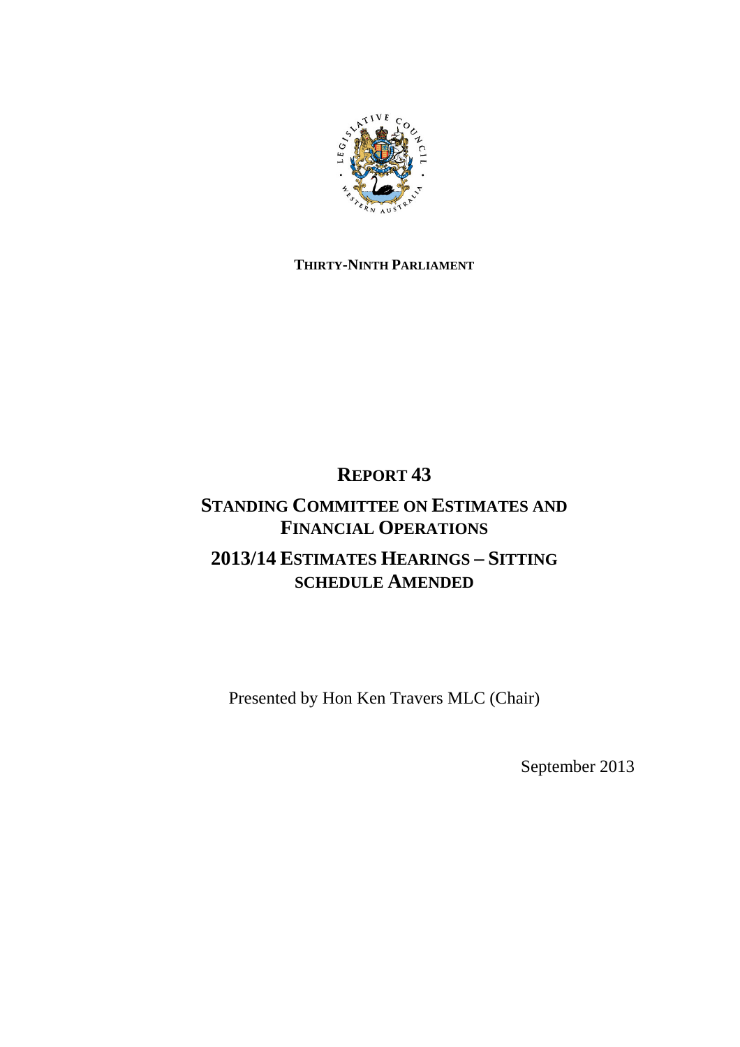**THIRTY-NINTH PARLIAMENT**

# REPORT 43

## STANDING COMMITTEE ON ESTIMATES AND FINANCIAL OPERATIONS

## 2013/14 ESTIMATES HEARINGS – SITTING SCHEDULE AMENDED

Presented by Hon Ken Travers MLC (Chair)

September 2013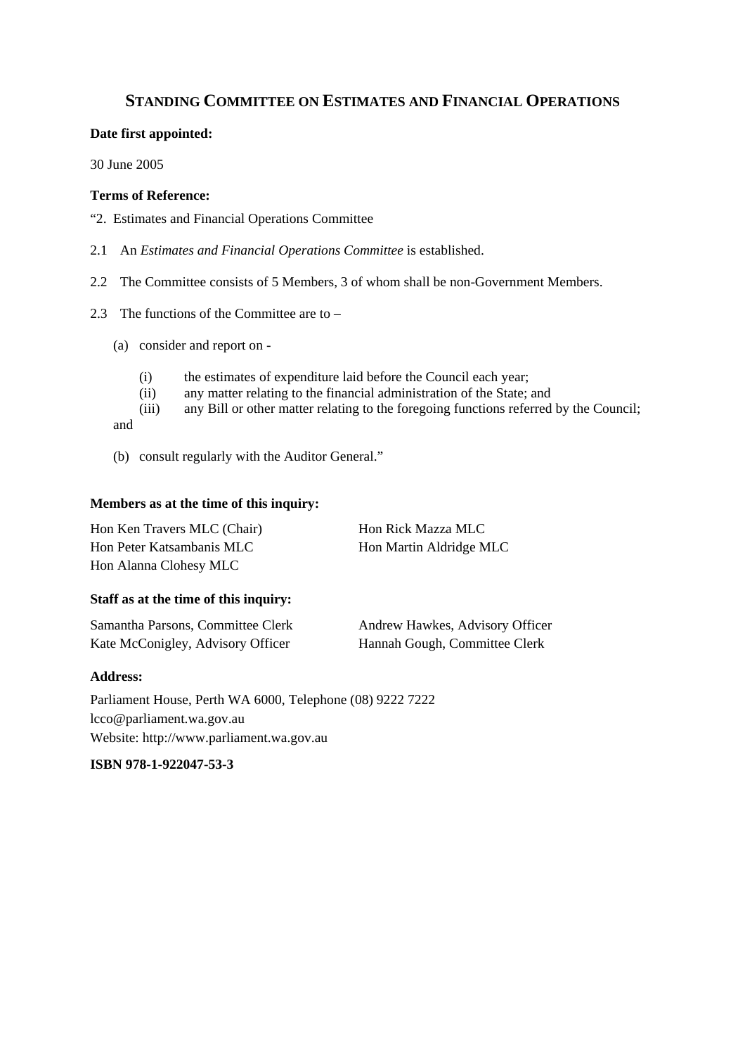## STANDING COMMITTEE ON ESTIMATES AND FINANCIAL OPERATIONS

**Date first appointed:**

30 June 2005

**Terms of Reference:**

"2. Estimates and Financial Operations Committee

2.1 An *Estimates and Financial Operations Committee* is established.

2.2 The Committee consists of 5 Members, 3 of whom shall be non-Government Members.

2.3 The functions of the Committee are to –

(a) consider and report on -

(i) the estimates of expenditure laid before the Council each year;
(ii) any matter relating to the financial administration of the State; and
(iii) any Bill or other matter relating to the foregoing functions referred by the Council;

and

(b) consult regularly with the Auditor General."

**Members as at the time of this inquiry:**

Hon Ken Travers MLC (Chair)
Hon Peter Katsambanis MLC
Hon Alanna Clohesy MLC
Hon Rick Mazza MLC
Hon Martin Aldridge MLC

**Staff as at the time of this inquiry:**

Samantha Parsons, Committee Clerk
Kate McConigley, Advisory Officer
Andrew Hawkes, Advisory Officer
Hannah Gough, Committee Clerk

**Address:**

Parliament House, Perth WA 6000, Telephone (08) 9222 7222
lcco@parliament.wa.gov.au
Website: http://www.parliament.wa.gov.au

**ISBN 978-1-922047-53-3**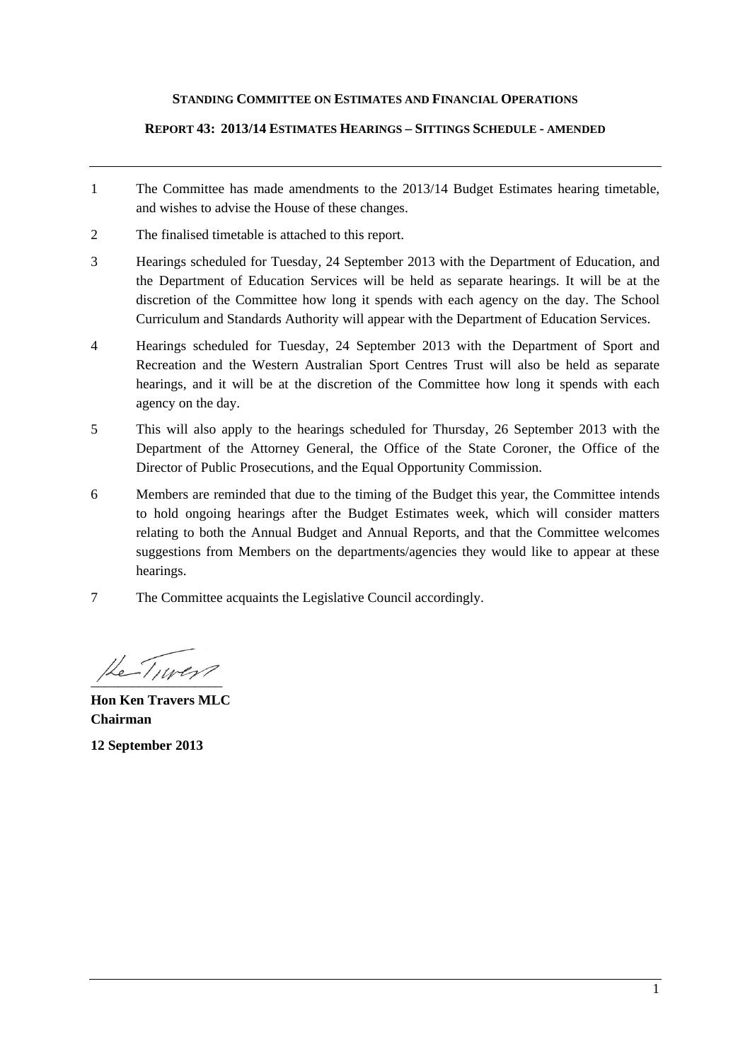**STANDING COMMITTEE ON ESTIMATES AND FINANCIAL OPERATIONS**

**REPORT 43: 2013/14 ESTIMATES HEARINGS – SITTINGS SCHEDULE - AMENDED**

---

1 The Committee has made amendments to the 2013/14 Budget Estimates hearing timetable, and wishes to advise the House of these changes.

2 The finalised timetable is attached to this report.

3 Hearings scheduled for Tuesday, 24 September 2013 with the Department of Education, and the Department of Education Services will be held as separate hearings. It will be at the discretion of the Committee how long it spends with each agency on the day. The School Curriculum and Standards Authority will appear with the Department of Education Services.

4 Hearings scheduled for Tuesday, 24 September 2013 with the Department of Sport and Recreation and the Western Australian Sport Centres Trust will also be held as separate hearings, and it will be at the discretion of the Committee how long it spends with each agency on the day.

5 This will also apply to the hearings scheduled for Thursday, 26 September 2013 with the Department of the Attorney General, the Office of the State Coroner, the Office of the Director of Public Prosecutions, and the Equal Opportunity Commission.

6 Members are reminded that due to the timing of the Budget this year, the Committee intends to hold ongoing hearings after the Budget Estimates week, which will consider matters relating to both the Annual Budget and Annual Reports, and that the Committee welcomes suggestions from Members on the departments/agencies they would like to appear at these hearings.

7 The Committee acquaints the Legislative Council accordingly.

**Hon Ken Travers MLC**
**Chairman**

**12 September 2013**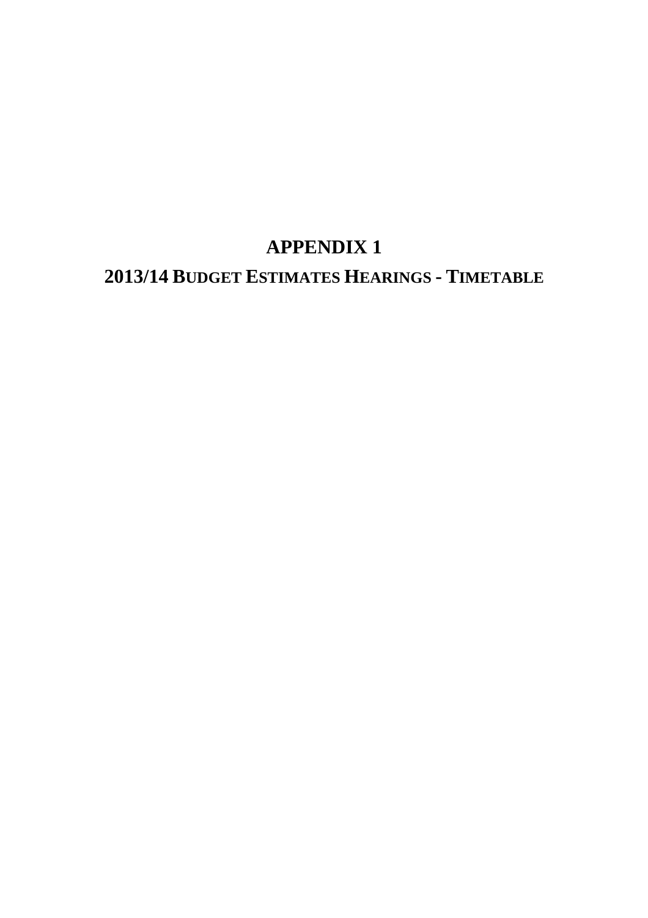# APPENDIX 1

## 2013/14 Budget Estimates Hearings - Timetable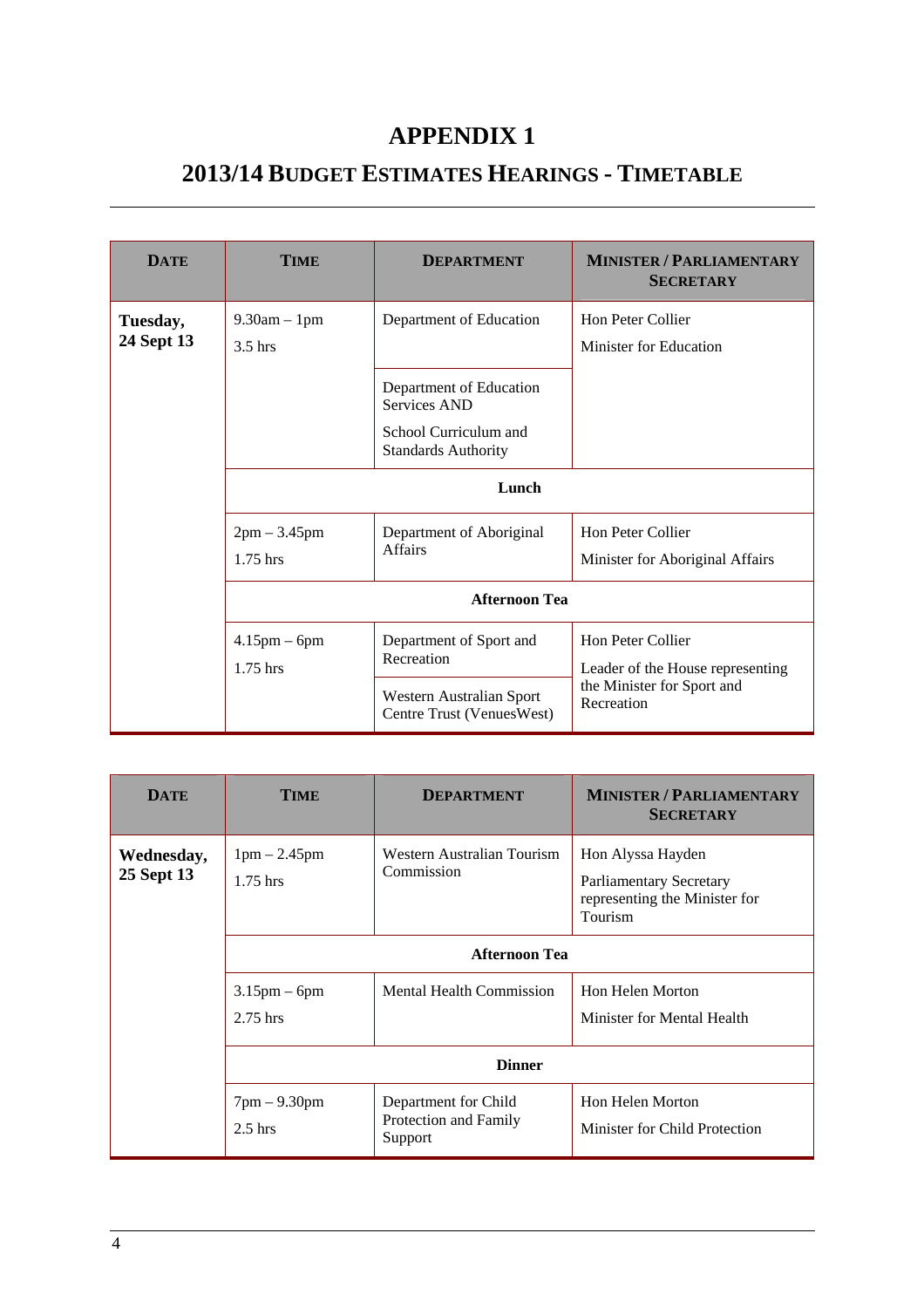# APPENDIX 1

## 2013/14 BUDGET ESTIMATES HEARINGS - TIMETABLE

| DATE | TIME | DEPARTMENT | MINISTER / PARLIAMENTARY SECRETARY |
|---|---|---|---|
| Tuesday, 24 Sept 13 | 9.30am – 1pm<br>3.5 hrs | Department of Education | Hon Peter Collier<br>Minister for Education |
| | | Department of Education Services AND<br>School Curriculum and Standards Authority | |
| | **Lunch** | | |
| | 2pm – 3.45pm<br>1.75 hrs | Department of Aboriginal Affairs | Hon Peter Collier<br>Minister for Aboriginal Affairs |
| | **Afternoon Tea** | | |
| | 4.15pm – 6pm<br>1.75 hrs | Department of Sport and Recreation | Hon Peter Collier<br>Leader of the House representing the Minister for Sport and Recreation |
| | | Western Australian Sport Centre Trust (VenuesWest) | |

| DATE | TIME | DEPARTMENT | MINISTER / PARLIAMENTARY SECRETARY |
|---|---|---|---|
| Wednesday, 25 Sept 13 | 1pm – 2.45pm<br>1.75 hrs | Western Australian Tourism Commission | Hon Alyssa Hayden<br>Parliamentary Secretary representing the Minister for Tourism |
| | **Afternoon Tea** | | |
| | 3.15pm – 6pm<br>2.75 hrs | Mental Health Commission | Hon Helen Morton<br>Minister for Mental Health |
| | **Dinner** | | |
| | 7pm – 9.30pm<br>2.5 hrs | Department for Child Protection and Family Support | Hon Helen Morton<br>Minister for Child Protection |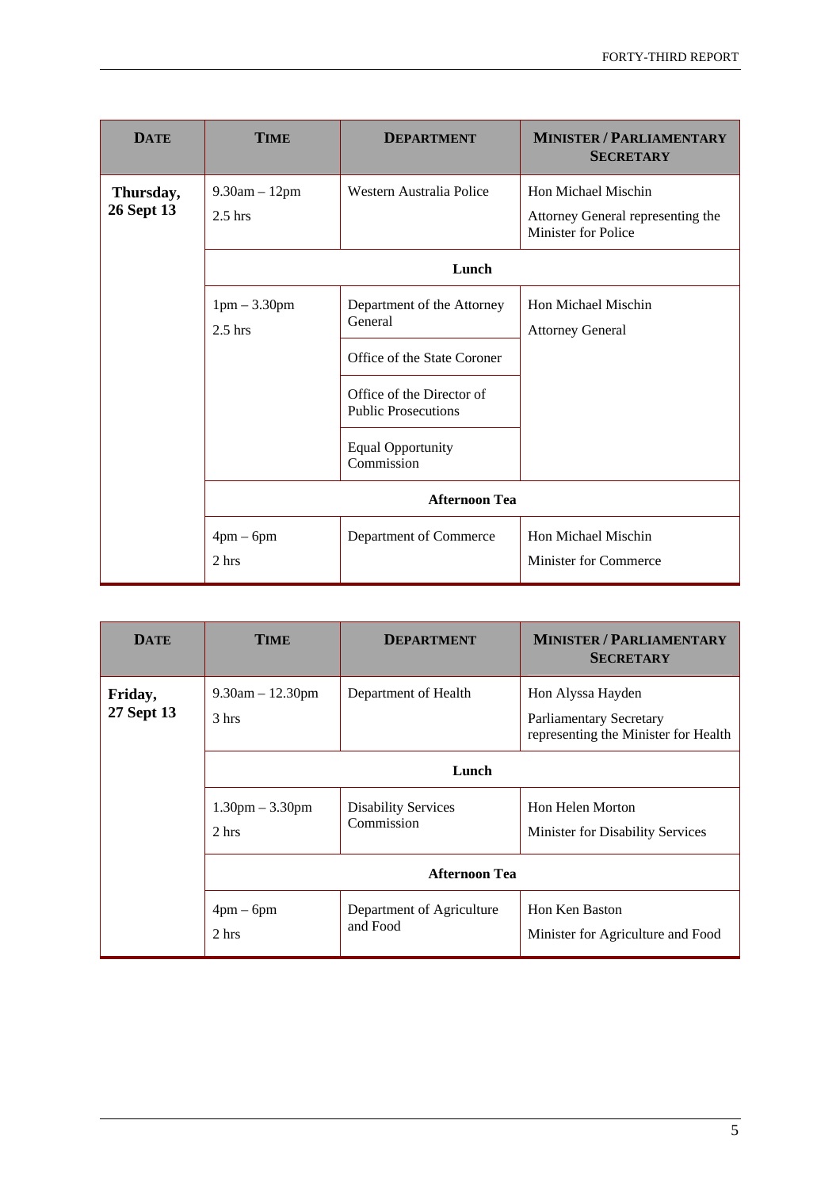| DATE | TIME | DEPARTMENT | MINISTER / PARLIAMENTARY SECRETARY |
|---|---|---|---|
| **Thursday, 26 Sept 13** | 9.30am – 12pm<br>2.5 hrs | Western Australia Police | Hon Michael Mischin<br>Attorney General representing the Minister for Police |
| | **Lunch** | | |
| | 1pm – 3.30pm<br>2.5 hrs | Department of the Attorney General | Hon Michael Mischin<br>Attorney General |
| | | Office of the State Coroner | |
| | | Office of the Director of Public Prosecutions | |
| | | Equal Opportunity Commission | |
| | **Afternoon Tea** | | |
| | 4pm – 6pm<br>2 hrs | Department of Commerce | Hon Michael Mischin<br>Minister for Commerce |

| DATE | TIME | DEPARTMENT | MINISTER / PARLIAMENTARY SECRETARY |
|---|---|---|---|
| **Friday, 27 Sept 13** | 9.30am – 12.30pm<br>3 hrs | Department of Health | Hon Alyssa Hayden<br>Parliamentary Secretary representing the Minister for Health |
| | **Lunch** | | |
| | 1.30pm – 3.30pm<br>2 hrs | Disability Services Commission | Hon Helen Morton<br>Minister for Disability Services |
| | **Afternoon Tea** | | |
| | 4pm – 6pm<br>2 hrs | Department of Agriculture and Food | Hon Ken Baston<br>Minister for Agriculture and Food |